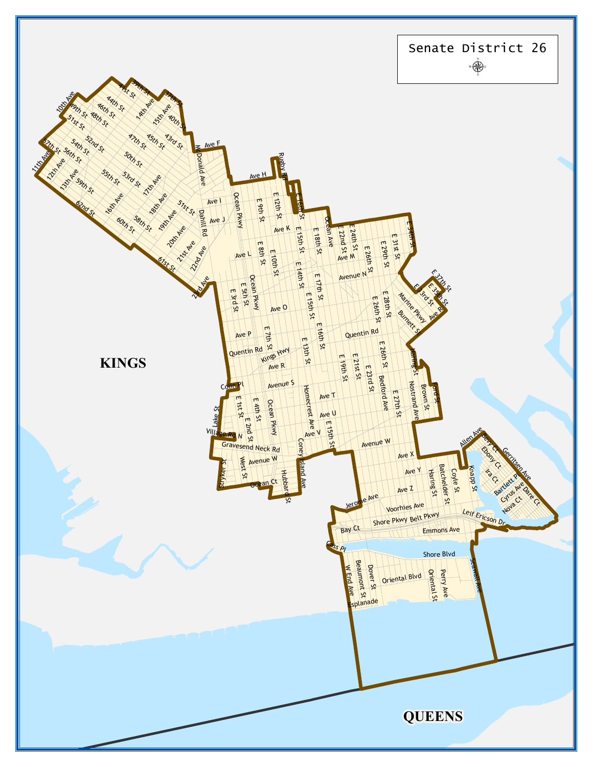# Senate District 26

KINGS

QUEENS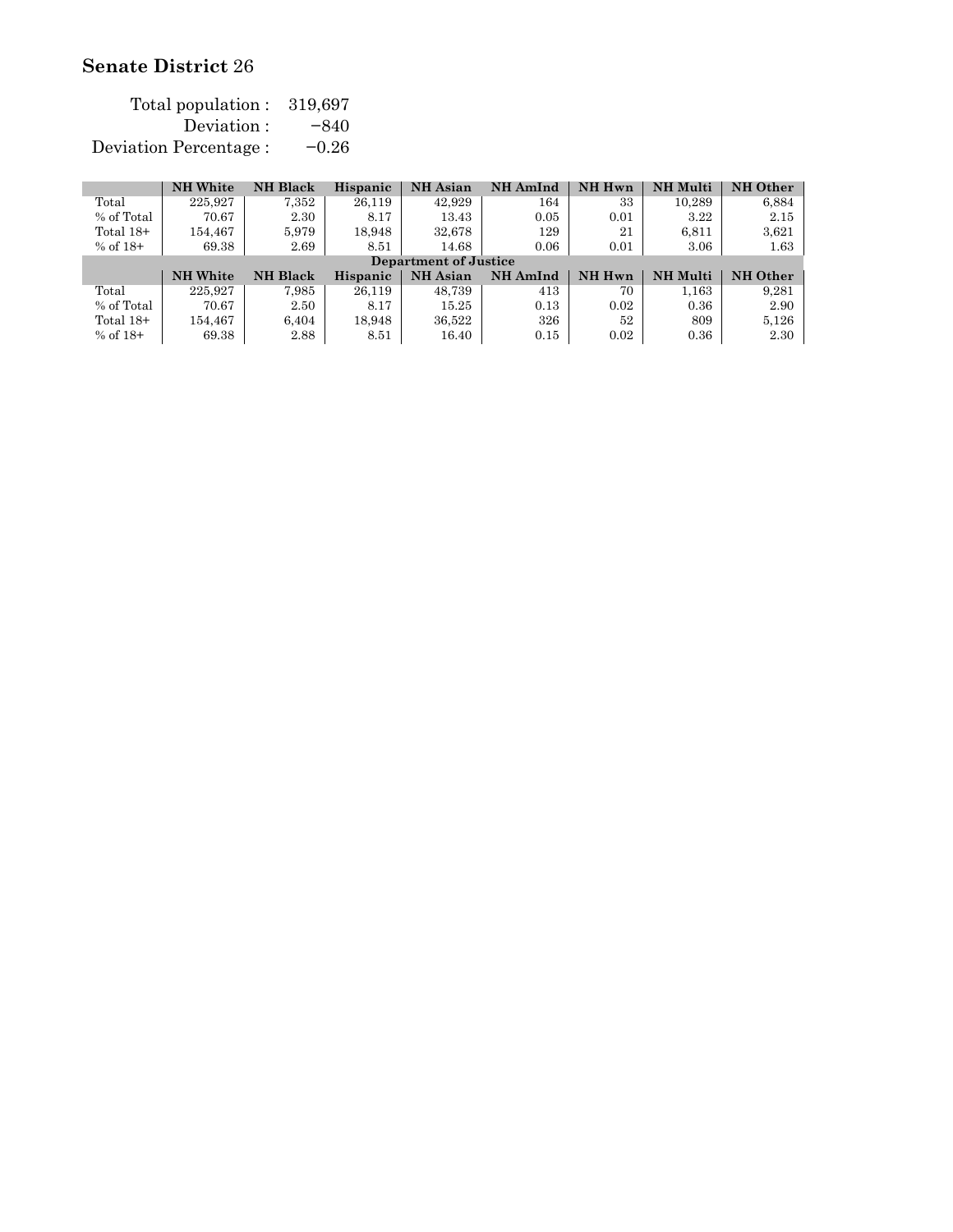## **Senate District** 26

Total population : 319,697
Deviation : −840
Deviation Percentage : −0.26

| | NH White | NH Black | Hispanic | NH Asian | NH AmInd | NH Hwn | NH Multi | NH Other |
|---|---|---|---|---|---|---|---|---|
| Total | 225,927 | 7,352 | 26,119 | 42,929 | 164 | 33 | 10,289 | 6,884 |
| % of Total | 70.67 | 2.30 | 8.17 | 13.43 | 0.05 | 0.01 | 3.22 | 2.15 |
| Total 18+ | 154,467 | 5,979 | 18,948 | 32,678 | 129 | 21 | 6,811 | 3,621 |
| % of 18+ | 69.38 | 2.69 | 8.51 | 14.68 | 0.06 | 0.01 | 3.06 | 1.63 |
| **Department of Justice** | | | | | | | | |
| | **NH White** | **NH Black** | **Hispanic** | **NH Asian** | **NH AmInd** | **NH Hwn** | **NH Multi** | **NH Other** |
| Total | 225,927 | 7,985 | 26,119 | 48,739 | 413 | 70 | 1,163 | 9,281 |
| % of Total | 70.67 | 2.50 | 8.17 | 15.25 | 0.13 | 0.02 | 0.36 | 2.90 |
| Total 18+ | 154,467 | 6,404 | 18,948 | 36,522 | 326 | 52 | 809 | 5,126 |
| % of 18+ | 69.38 | 2.88 | 8.51 | 16.40 | 0.15 | 0.02 | 0.36 | 2.30 |